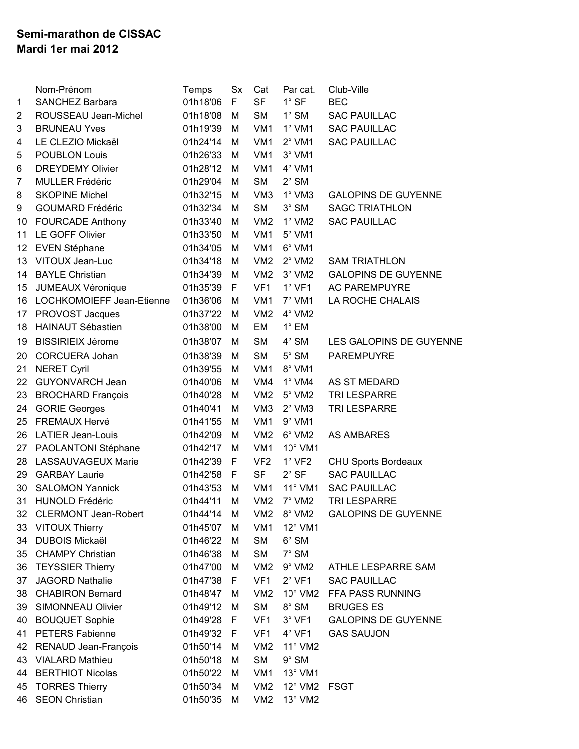**Semi-marathon de CISSAC**
**Mardi 1er mai 2012**

| | Nom-Prénom | Temps | Sx | Cat | Par cat. | Club-Ville |
|---|---|---|---|---|---|---|
| 1 | SANCHEZ Barbara | 01h18'06 | F | SF | 1° SF | BEC |
| 2 | ROUSSEAU Jean-Michel | 01h18'08 | M | SM | 1° SM | SAC PAUILLAC |
| 3 | BRUNEAU Yves | 01h19'39 | M | VM1 | 1° VM1 | SAC PAUILLAC |
| 4 | LE CLEZIO Mickaël | 01h24'14 | M | VM1 | 2° VM1 | SAC PAUILLAC |
| 5 | POUBLON Louis | 01h26'33 | M | VM1 | 3° VM1 | |
| 6 | DREYDEMY Olivier | 01h28'12 | M | VM1 | 4° VM1 | |
| 7 | MULLER Frédéric | 01h29'04 | M | SM | 2° SM | |
| 8 | SKOPINE Michel | 01h32'15 | M | VM3 | 1° VM3 | GALOPINS DE GUYENNE |
| 9 | GOUMARD Frédéric | 01h32'34 | M | SM | 3° SM | SAGC TRIATHLON |
| 10 | FOURCADE Anthony | 01h33'40 | M | VM2 | 1° VM2 | SAC PAUILLAC |
| 11 | LE GOFF Olivier | 01h33'50 | M | VM1 | 5° VM1 | |
| 12 | EVEN Stéphane | 01h34'05 | M | VM1 | 6° VM1 | |
| 13 | VITOUX Jean-Luc | 01h34'18 | M | VM2 | 2° VM2 | SAM TRIATHLON |
| 14 | BAYLE Christian | 01h34'39 | M | VM2 | 3° VM2 | GALOPINS DE GUYENNE |
| 15 | JUMEAUX Véronique | 01h35'39 | F | VF1 | 1° VF1 | AC PAREMPUYRE |
| 16 | LOCHKOMOIEFF Jean-Etienne | 01h36'06 | M | VM1 | 7° VM1 | LA ROCHE CHALAIS |
| 17 | PROVOST Jacques | 01h37'22 | M | VM2 | 4° VM2 | |
| 18 | HAINAUT Sébastien | 01h38'00 | M | EM | 1° EM | |
| 19 | BISSIRIEIX Jérome | 01h38'07 | M | SM | 4° SM | LES GALOPINS DE GUYENNE |
| 20 | CORCUERA Johan | 01h38'39 | M | SM | 5° SM | PAREMPUYRE |
| 21 | NERET Cyril | 01h39'55 | M | VM1 | 8° VM1 | |
| 22 | GUYONVARCH Jean | 01h40'06 | M | VM4 | 1° VM4 | AS ST MEDARD |
| 23 | BROCHARD François | 01h40'28 | M | VM2 | 5° VM2 | TRI LESPARRE |
| 24 | GORIE Georges | 01h40'41 | M | VM3 | 2° VM3 | TRI LESPARRE |
| 25 | FREMAUX Hervé | 01h41'55 | M | VM1 | 9° VM1 | |
| 26 | LATIER Jean-Louis | 01h42'09 | M | VM2 | 6° VM2 | AS AMBARES |
| 27 | PAOLANTONI Stéphane | 01h42'17 | M | VM1 | 10° VM1 | |
| 28 | LASSAUVAGEUX Marie | 01h42'39 | F | VF2 | 1° VF2 | CHU Sports Bordeaux |
| 29 | GARBAY Laurie | 01h42'58 | F | SF | 2° SF | SAC PAUILLAC |
| 30 | SALOMON Yannick | 01h43'53 | M | VM1 | 11° VM1 | SAC PAUILLAC |
| 31 | HUNOLD Frédéric | 01h44'11 | M | VM2 | 7° VM2 | TRI LESPARRE |
| 32 | CLERMONT Jean-Robert | 01h44'14 | M | VM2 | 8° VM2 | GALOPINS DE GUYENNE |
| 33 | VITOUX Thierry | 01h45'07 | M | VM1 | 12° VM1 | |
| 34 | DUBOIS Mickaël | 01h46'22 | M | SM | 6° SM | |
| 35 | CHAMPY Christian | 01h46'38 | M | SM | 7° SM | |
| 36 | TEYSSIER Thierry | 01h47'00 | M | VM2 | 9° VM2 | ATHLE LESPARRE SAM |
| 37 | JAGORD Nathalie | 01h47'38 | F | VF1 | 2° VF1 | SAC PAUILLAC |
| 38 | CHABIRON Bernard | 01h48'47 | M | VM2 | 10° VM2 | FFA PASS RUNNING |
| 39 | SIMONNEAU Olivier | 01h49'12 | M | SM | 8° SM | BRUGES ES |
| 40 | BOUQUET Sophie | 01h49'28 | F | VF1 | 3° VF1 | GALOPINS DE GUYENNE |
| 41 | PETERS Fabienne | 01h49'32 | F | VF1 | 4° VF1 | GAS SAUJON |
| 42 | RENAUD Jean-François | 01h50'14 | M | VM2 | 11° VM2 | |
| 43 | VIALARD Mathieu | 01h50'18 | M | SM | 9° SM | |
| 44 | BERTHIOT Nicolas | 01h50'22 | M | VM1 | 13° VM1 | |
| 45 | TORRES Thierry | 01h50'34 | M | VM2 | 12° VM2 | FSGT |
| 46 | SEON Christian | 01h50'35 | M | VM2 | 13° VM2 | |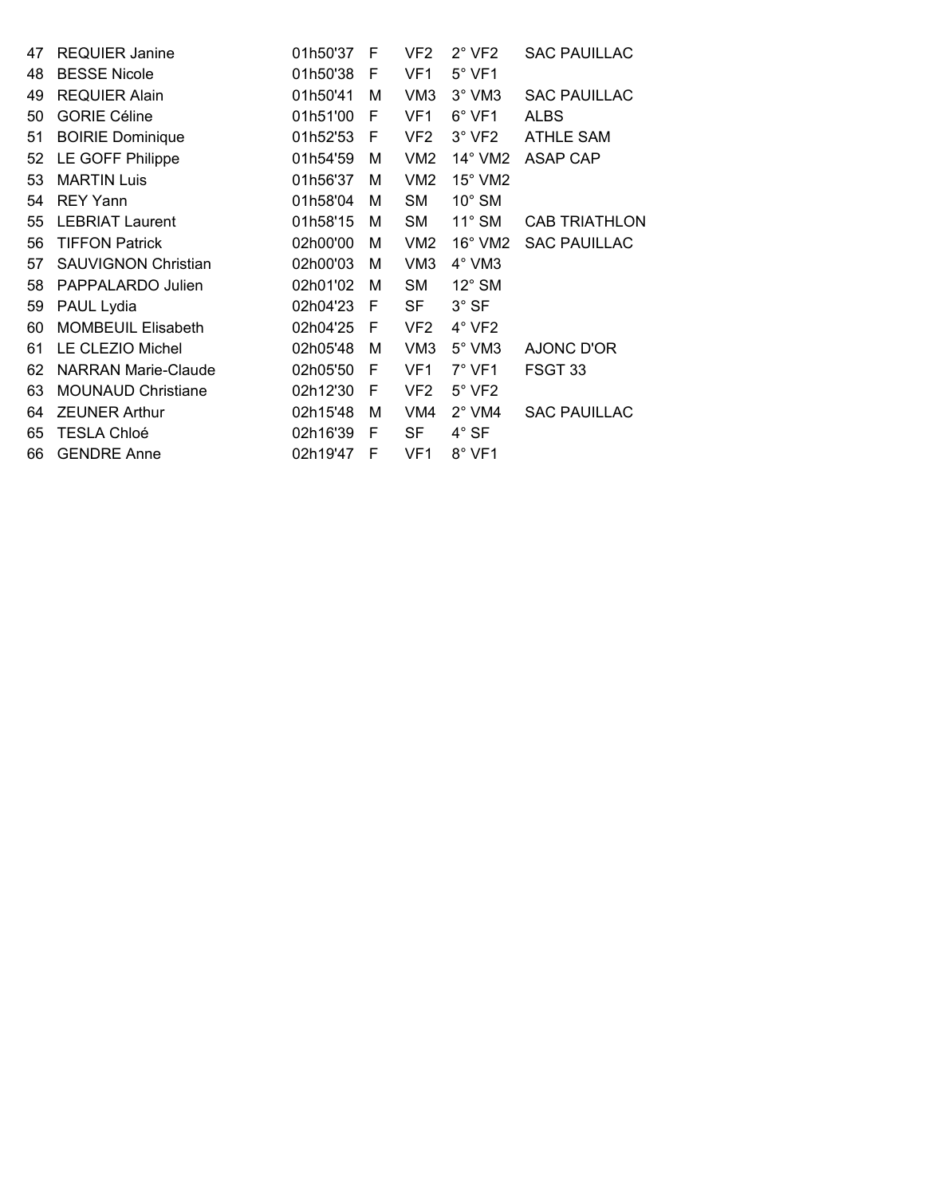| | | | | | | |
|---|---|---|---|---|---|---|
| 47 | REQUIER Janine | 01h50'37 | F | VF2 | 2° VF2 | SAC PAUILLAC |
| 48 | BESSE Nicole | 01h50'38 | F | VF1 | 5° VF1 | |
| 49 | REQUIER Alain | 01h50'41 | M | VM3 | 3° VM3 | SAC PAUILLAC |
| 50 | GORIE Céline | 01h51'00 | F | VF1 | 6° VF1 | ALBS |
| 51 | BOIRIE Dominique | 01h52'53 | F | VF2 | 3° VF2 | ATHLE SAM |
| 52 | LE GOFF Philippe | 01h54'59 | M | VM2 | 14° VM2 | ASAP CAP |
| 53 | MARTIN Luis | 01h56'37 | M | VM2 | 15° VM2 | |
| 54 | REY Yann | 01h58'04 | M | SM | 10° SM | |
| 55 | LEBRIAT Laurent | 01h58'15 | M | SM | 11° SM | CAB TRIATHLON |
| 56 | TIFFON Patrick | 02h00'00 | M | VM2 | 16° VM2 | SAC PAUILLAC |
| 57 | SAUVIGNON Christian | 02h00'03 | M | VM3 | 4° VM3 | |
| 58 | PAPPALARDO Julien | 02h01'02 | M | SM | 12° SM | |
| 59 | PAUL Lydia | 02h04'23 | F | SF | 3° SF | |
| 60 | MOMBEUIL Elisabeth | 02h04'25 | F | VF2 | 4° VF2 | |
| 61 | LE CLEZIO Michel | 02h05'48 | M | VM3 | 5° VM3 | AJONC D'OR |
| 62 | NARRAN Marie-Claude | 02h05'50 | F | VF1 | 7° VF1 | FSGT 33 |
| 63 | MOUNAUD Christiane | 02h12'30 | F | VF2 | 5° VF2 | |
| 64 | ZEUNER Arthur | 02h15'48 | M | VM4 | 2° VM4 | SAC PAUILLAC |
| 65 | TESLA Chloé | 02h16'39 | F | SF | 4° SF | |
| 66 | GENDRE Anne | 02h19'47 | F | VF1 | 8° VF1 | |